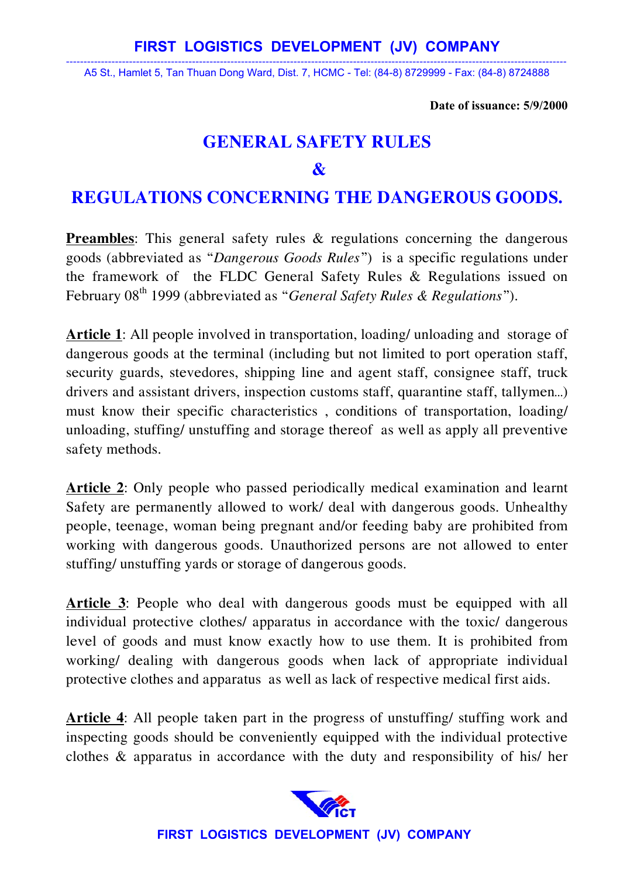Date of issuance: 5/9/2000

# GENERAL SAFETY RULES

# &

# REGULATIONS CONCERNING THE DANGEROUS GOODS.

**Preambles**: This general safety rules & regulations concerning the dangerous goods (abbreviated as "*Dangerous Goods Rules*") is a specific regulations under the framework of the FLDC General Safety Rules & Regulations issued on February 08th 1999 (abbreviated as "*General Safety Rules & Regulations*").

**Article 1**: All people involved in transportation, loading/ unloading and storage of dangerous goods at the terminal (including but not limited to port operation staff, security guards, stevedores, shipping line and agent staff, consignee staff, truck drivers and assistant drivers, inspection customs staff, quarantine staff, tallymen...) must know their specific characteristics , conditions of transportation, loading/ unloading, stuffing/ unstuffing and storage thereof as well as apply all preventive safety methods.

**Article 2**: Only people who passed periodically medical examination and learnt Safety are permanently allowed to work/ deal with dangerous goods. Unhealthy people, teenage, woman being pregnant and/or feeding baby are prohibited from working with dangerous goods. Unauthorized persons are not allowed to enter stuffing/ unstuffing yards or storage of dangerous goods.

**Article 3**: People who deal with dangerous goods must be equipped with all individual protective clothes/ apparatus in accordance with the toxic/ dangerous level of goods and must know exactly how to use them. It is prohibited from working/ dealing with dangerous goods when lack of appropriate individual protective clothes and apparatus as well as lack of respective medical first aids.

**Article 4**: All people taken part in the progress of unstuffing/ stuffing work and inspecting goods should be conveniently equipped with the individual protective clothes & apparatus in accordance with the duty and responsibility of his/ her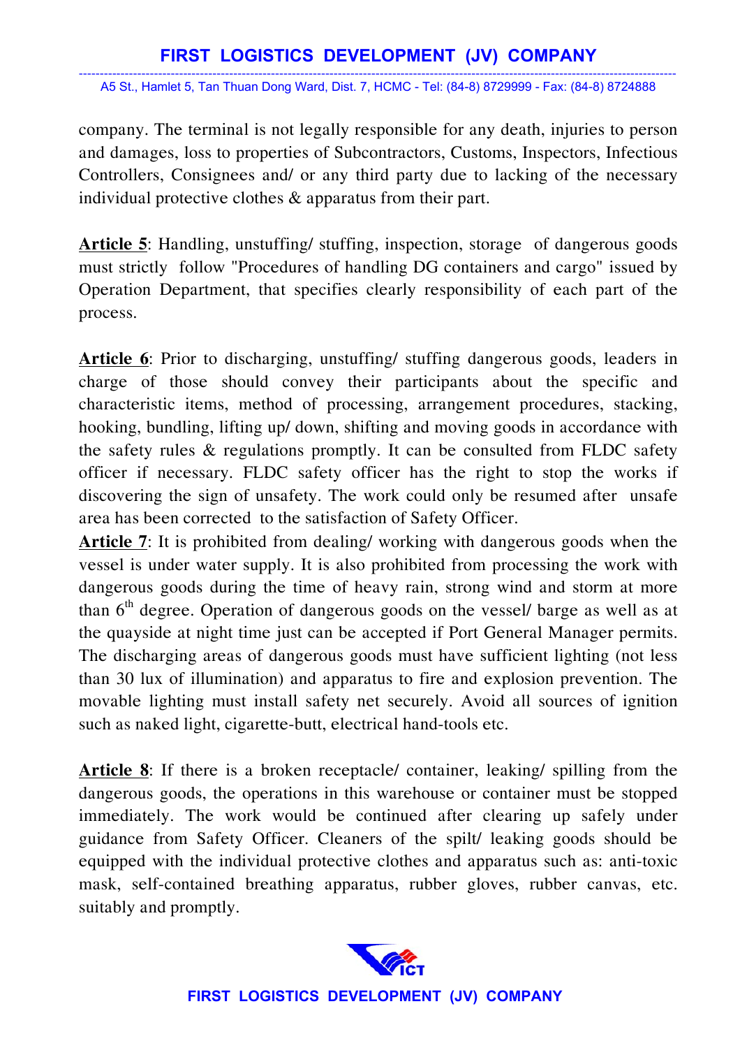company. The terminal is not legally responsible for any death, injuries to person and damages, loss to properties of Subcontractors, Customs, Inspectors, Infectious Controllers, Consignees and/ or any third party due to lacking of the necessary individual protective clothes & apparatus from their part.

**Article 5**: Handling, unstuffing/ stuffing, inspection, storage of dangerous goods must strictly follow "Procedures of handling DG containers and cargo" issued by Operation Department, that specifies clearly responsibility of each part of the process.

**Article 6**: Prior to discharging, unstuffing/ stuffing dangerous goods, leaders in charge of those should convey their participants about the specific and characteristic items, method of processing, arrangement procedures, stacking, hooking, bundling, lifting up/ down, shifting and moving goods in accordance with the safety rules & regulations promptly. It can be consulted from FLDC safety officer if necessary. FLDC safety officer has the right to stop the works if discovering the sign of unsafety. The work could only be resumed after unsafe area has been corrected to the satisfaction of Safety Officer.

**Article 7**: It is prohibited from dealing/ working with dangerous goods when the vessel is under water supply. It is also prohibited from processing the work with dangerous goods during the time of heavy rain, strong wind and storm at more than 6th degree. Operation of dangerous goods on the vessel/ barge as well as at the quayside at night time just can be accepted if Port General Manager permits. The discharging areas of dangerous goods must have sufficient lighting (not less than 30 lux of illumination) and apparatus to fire and explosion prevention. The movable lighting must install safety net securely. Avoid all sources of ignition such as naked light, cigarette-butt, electrical hand-tools etc.

**Article 8**: If there is a broken receptacle/ container, leaking/ spilling from the dangerous goods, the operations in this warehouse or container must be stopped immediately. The work would be continued after clearing up safely under guidance from Safety Officer. Cleaners of the spilt/ leaking goods should be equipped with the individual protective clothes and apparatus such as: anti-toxic mask, self-contained breathing apparatus, rubber gloves, rubber canvas, etc. suitably and promptly.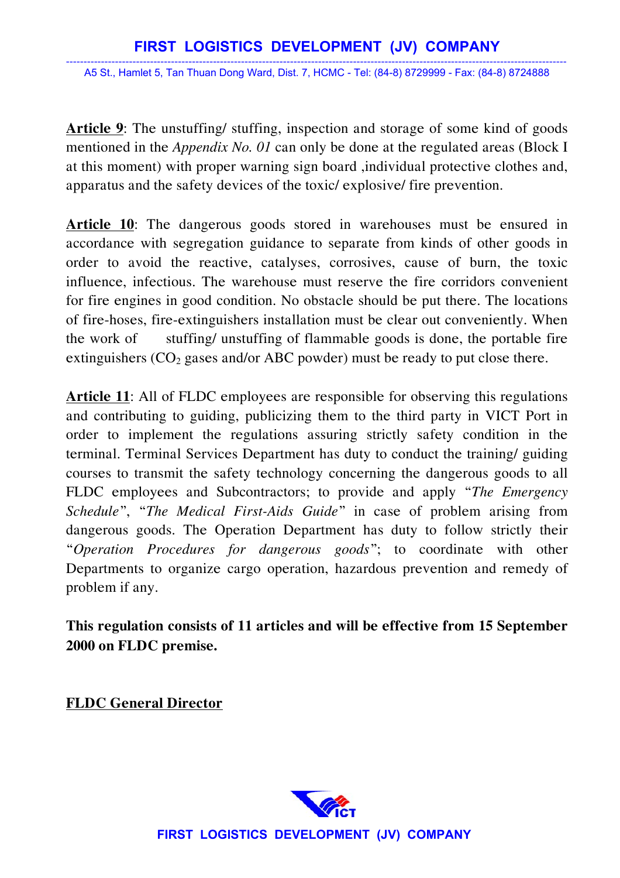**Article 9**: The unstuffing/ stuffing, inspection and storage of some kind of goods mentioned in the *Appendix No. 01* can only be done at the regulated areas (Block I at this moment) with proper warning sign board ,individual protective clothes and, apparatus and the safety devices of the toxic/ explosive/ fire prevention.

**Article 10**: The dangerous goods stored in warehouses must be ensured in accordance with segregation guidance to separate from kinds of other goods in order to avoid the reactive, catalyses, corrosives, cause of burn, the toxic influence, infectious. The warehouse must reserve the fire corridors convenient for fire engines in good condition. No obstacle should be put there. The locations of fire-hoses, fire-extinguishers installation must be clear out conveniently. When the work of stuffing/ unstuffing of flammable goods is done, the portable fire extinguishers ($CO_2$ gases and/or ABC powder) must be ready to put close there.

**Article 11**: All of FLDC employees are responsible for observing this regulations and contributing to guiding, publicizing them to the third party in VICT Port in order to implement the regulations assuring strictly safety condition in the terminal. Terminal Services Department has duty to conduct the training/ guiding courses to transmit the safety technology concerning the dangerous goods to all FLDC employees and Subcontractors; to provide and apply "*The Emergency Schedule*", "*The Medical First-Aids Guide*" in case of problem arising from dangerous goods. The Operation Department has duty to follow strictly their "*Operation Procedures for dangerous goods*"; to coordinate with other Departments to organize cargo operation, hazardous prevention and remedy of problem if any.

**This regulation consists of 11 articles and will be effective from 15 September 2000 on FLDC premise.**

**FLDC General Director**